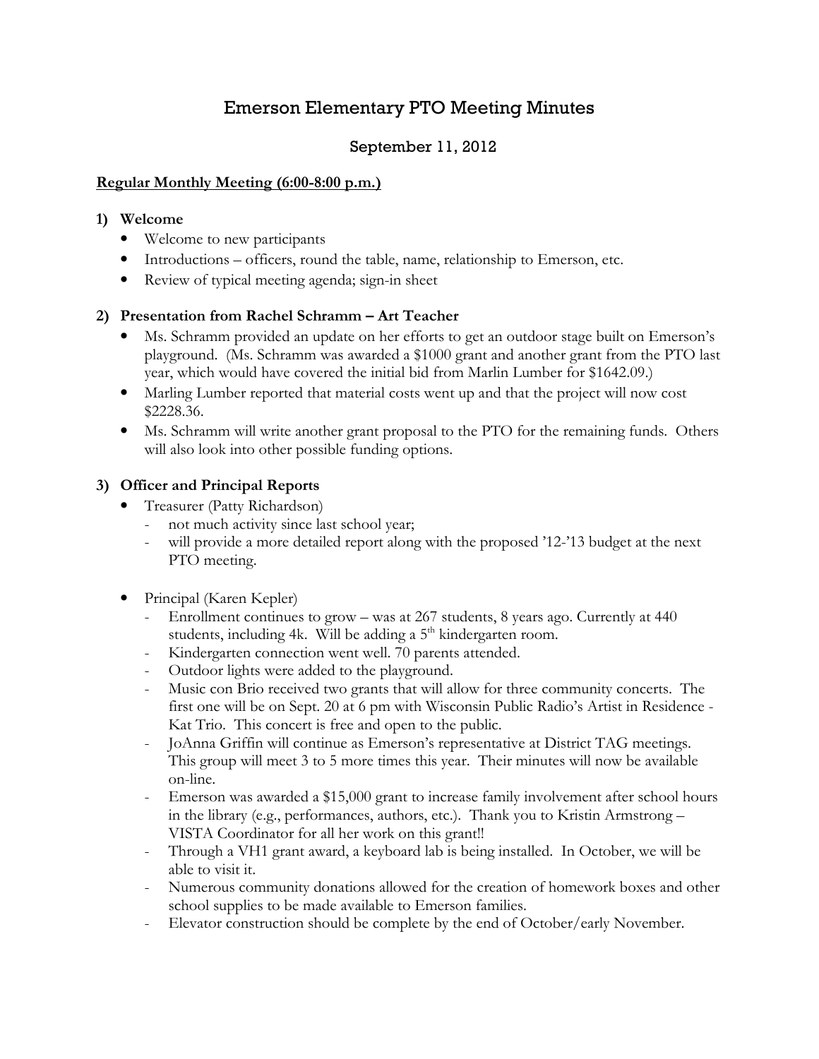# Emerson Elementary PTO Meeting Minutes

## September 11, 2012

**Regular Monthly Meeting (6:00-8:00 p.m.)**

1) **Welcome**
   - Welcome to new participants
   - Introductions – officers, round the table, name, relationship to Emerson, etc.
   - Review of typical meeting agenda; sign-in sheet

2) **Presentation from Rachel Schramm – Art Teacher**
   - Ms. Schramm provided an update on her efforts to get an outdoor stage built on Emerson's playground. (Ms. Schramm was awarded a $1000 grant and another grant from the PTO last year, which would have covered the initial bid from Marlin Lumber for $1642.09.)
   - Marling Lumber reported that material costs went up and that the project will now cost $2228.36.
   - Ms. Schramm will write another grant proposal to the PTO for the remaining funds. Others will also look into other possible funding options.

3) **Officer and Principal Reports**
   - Treasurer (Patty Richardson)
     - not much activity since last school year;
     - will provide a more detailed report along with the proposed '12-'13 budget at the next PTO meeting.

   - Principal (Karen Kepler)
     - Enrollment continues to grow – was at 267 students, 8 years ago. Currently at 440 students, including 4k. Will be adding a 5th kindergarten room.
     - Kindergarten connection went well. 70 parents attended.
     - Outdoor lights were added to the playground.
     - Music con Brio received two grants that will allow for three community concerts. The first one will be on Sept. 20 at 6 pm with Wisconsin Public Radio's Artist in Residence - Kat Trio. This concert is free and open to the public.
     - JoAnna Griffin will continue as Emerson's representative at District TAG meetings. This group will meet 3 to 5 more times this year. Their minutes will now be available on-line.
     - Emerson was awarded a $15,000 grant to increase family involvement after school hours in the library (e.g., performances, authors, etc.). Thank you to Kristin Armstrong – VISTA Coordinator for all her work on this grant!!
     - Through a VH1 grant award, a keyboard lab is being installed. In October, we will be able to visit it.
     - Numerous community donations allowed for the creation of homework boxes and other school supplies to be made available to Emerson families.
     - Elevator construction should be complete by the end of October/early November.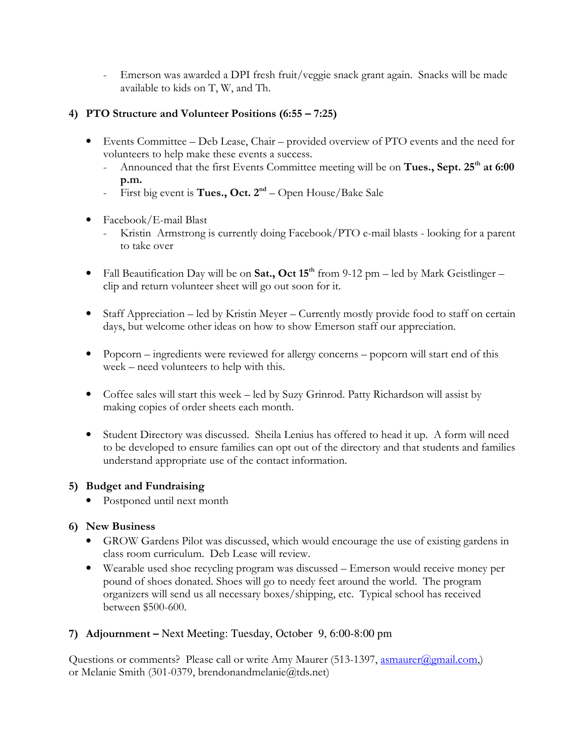- Emerson was awarded a DPI fresh fruit/veggie snack grant again. Snacks will be made available to kids on T, W, and Th.

**4) PTO Structure and Volunteer Positions (6:55 – 7:25)**

- Events Committee – Deb Lease, Chair – provided overview of PTO events and the need for volunteers to help make these events a success.
  - Announced that the first Events Committee meeting will be on **Tues., Sept. 25th at 6:00 p.m.**
  - First big event is **Tues., Oct. 2nd** – Open House/Bake Sale

- Facebook/E-mail Blast
  - Kristin Armstrong is currently doing Facebook/PTO e-mail blasts - looking for a parent to take over

- Fall Beautification Day will be on **Sat., Oct 15th** from 9-12 pm – led by Mark Geistlinger – clip and return volunteer sheet will go out soon for it.

- Staff Appreciation – led by Kristin Meyer – Currently mostly provide food to staff on certain days, but welcome other ideas on how to show Emerson staff our appreciation.

- Popcorn – ingredients were reviewed for allergy concerns – popcorn will start end of this week – need volunteers to help with this.

- Coffee sales will start this week – led by Suzy Grinrod. Patty Richardson will assist by making copies of order sheets each month.

- Student Directory was discussed. Sheila Lenius has offered to head it up. A form will need to be developed to ensure families can opt out of the directory and that students and families understand appropriate use of the contact information.

**5) Budget and Fundraising**

- Postponed until next month

**6) New Business**

- GROW Gardens Pilot was discussed, which would encourage the use of existing gardens in class room curriculum. Deb Lease will review.
- Wearable used shoe recycling program was discussed – Emerson would receive money per pound of shoes donated. Shoes will go to needy feet around the world. The program organizers will send us all necessary boxes/shipping, etc. Typical school has received between $500-600.

**7) Adjournment –** Next Meeting: Tuesday, October 9, 6:00-8:00 pm

Questions or comments? Please call or write Amy Maurer (513-1397, asmaurer@gmail.com,) or Melanie Smith (301-0379, brendonandmelanie@tds.net)